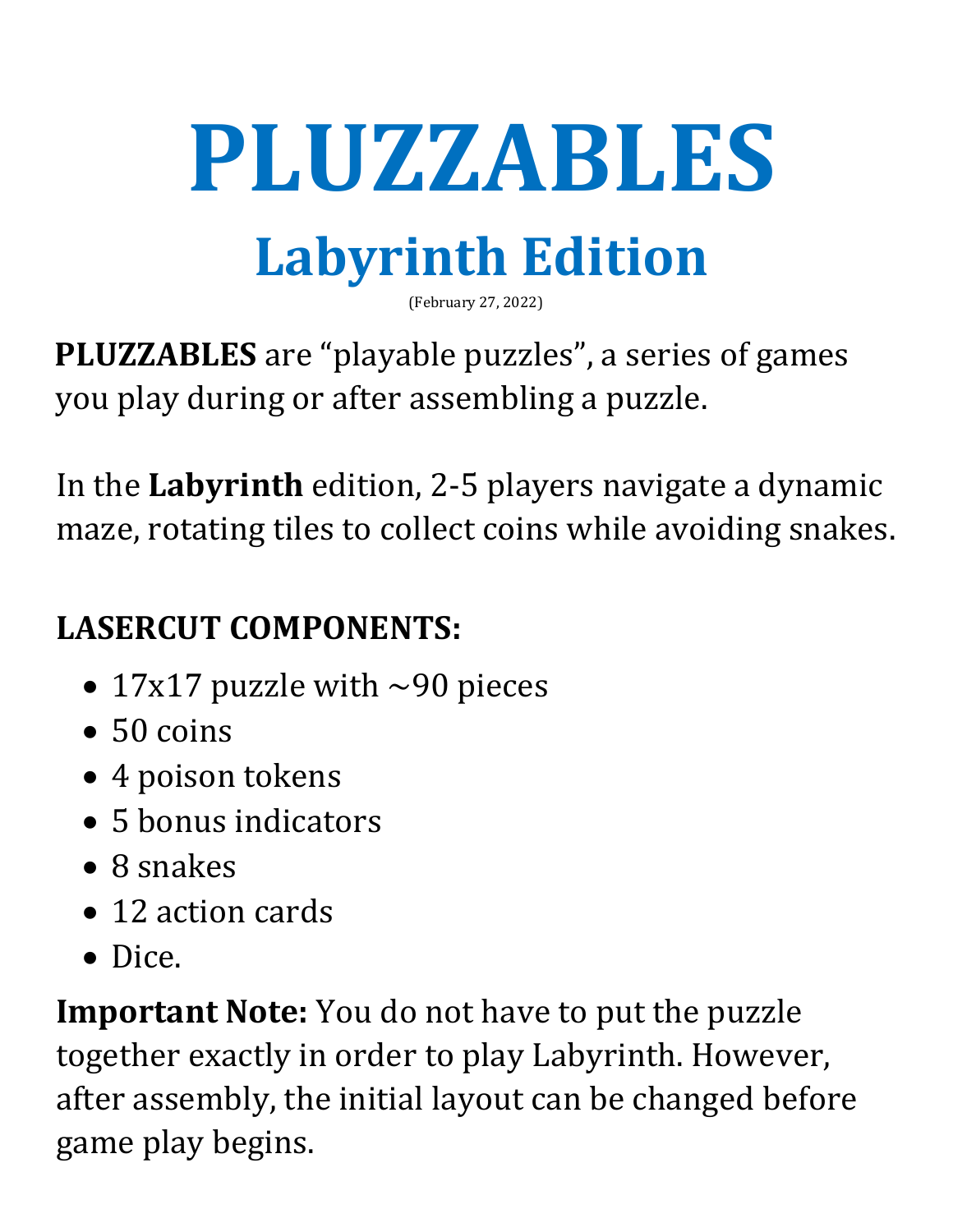# PLUZZABLES

## Labyrinth Edition

(February 27, 2022)

**PLUZZABLES** are “playable puzzles”, a series of games you play during or after assembling a puzzle.

In the **Labyrinth** edition, 2-5 players navigate a dynamic maze, rotating tiles to collect coins while avoiding snakes.

### LASERCUT COMPONENTS:

- 17x17 puzzle with ~90 pieces
- 50 coins
- 4 poison tokens
- 5 bonus indicators
- 8 snakes
- 12 action cards
- Dice.

**Important Note:** You do not have to put the puzzle together exactly in order to play Labyrinth. However, after assembly, the initial layout can be changed before game play begins.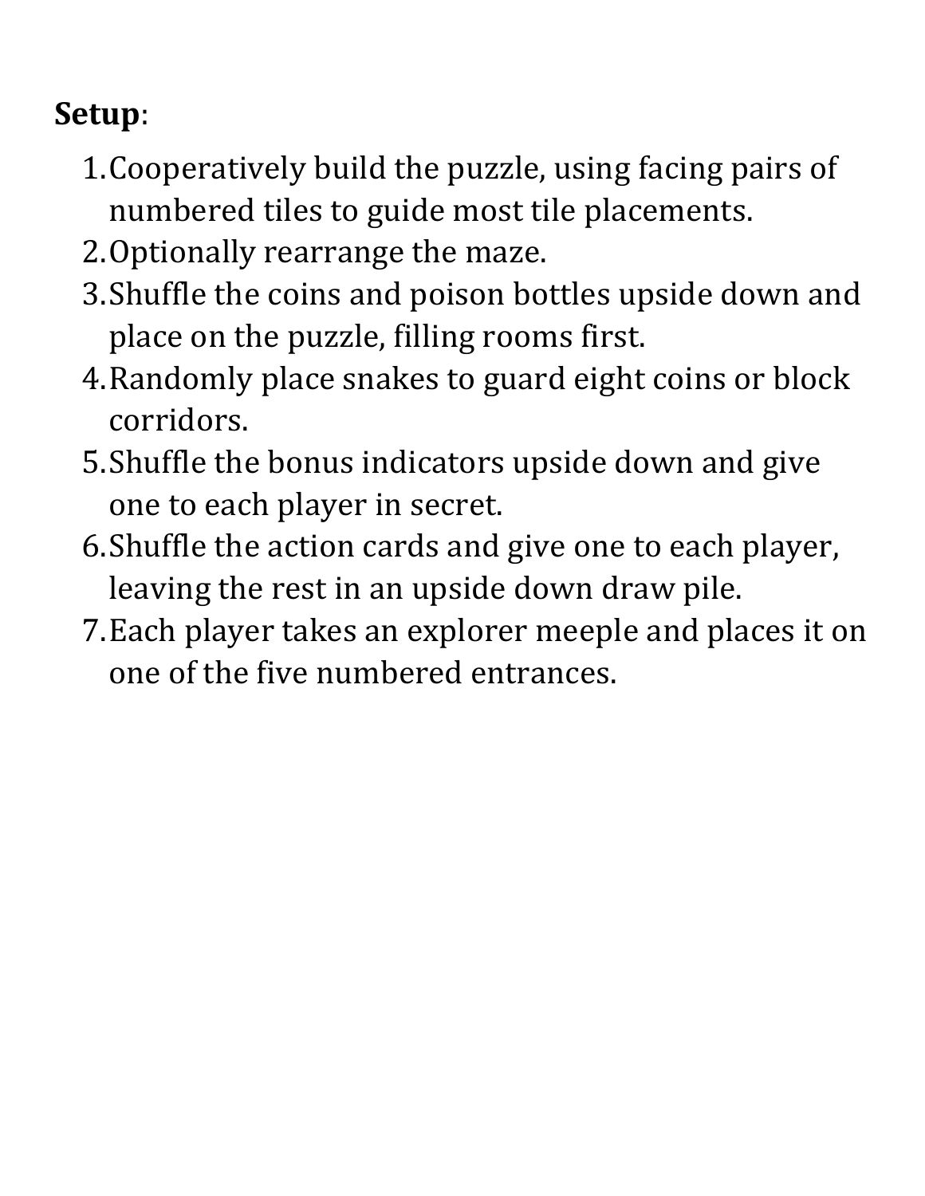**Setup**:

1. Cooperatively build the puzzle, using facing pairs of numbered tiles to guide most tile placements.
2. Optionally rearrange the maze.
3. Shuffle the coins and poison bottles upside down and place on the puzzle, filling rooms first.
4. Randomly place snakes to guard eight coins or block corridors.
5. Shuffle the bonus indicators upside down and give one to each player in secret.
6. Shuffle the action cards and give one to each player, leaving the rest in an upside down draw pile.
7. Each player takes an explorer meeple and places it on one of the five numbered entrances.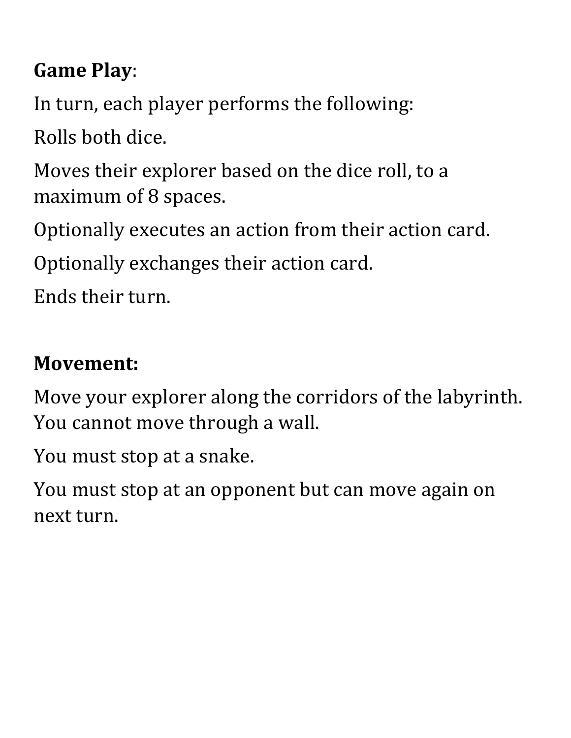**Game Play**:

In turn, each player performs the following:

Rolls both dice.

Moves their explorer based on the dice roll, to a maximum of 8 spaces.

Optionally executes an action from their action card.

Optionally exchanges their action card.

Ends their turn.

**Movement:**

Move your explorer along the corridors of the labyrinth. You cannot move through a wall.

You must stop at a snake.

You must stop at an opponent but can move again on next turn.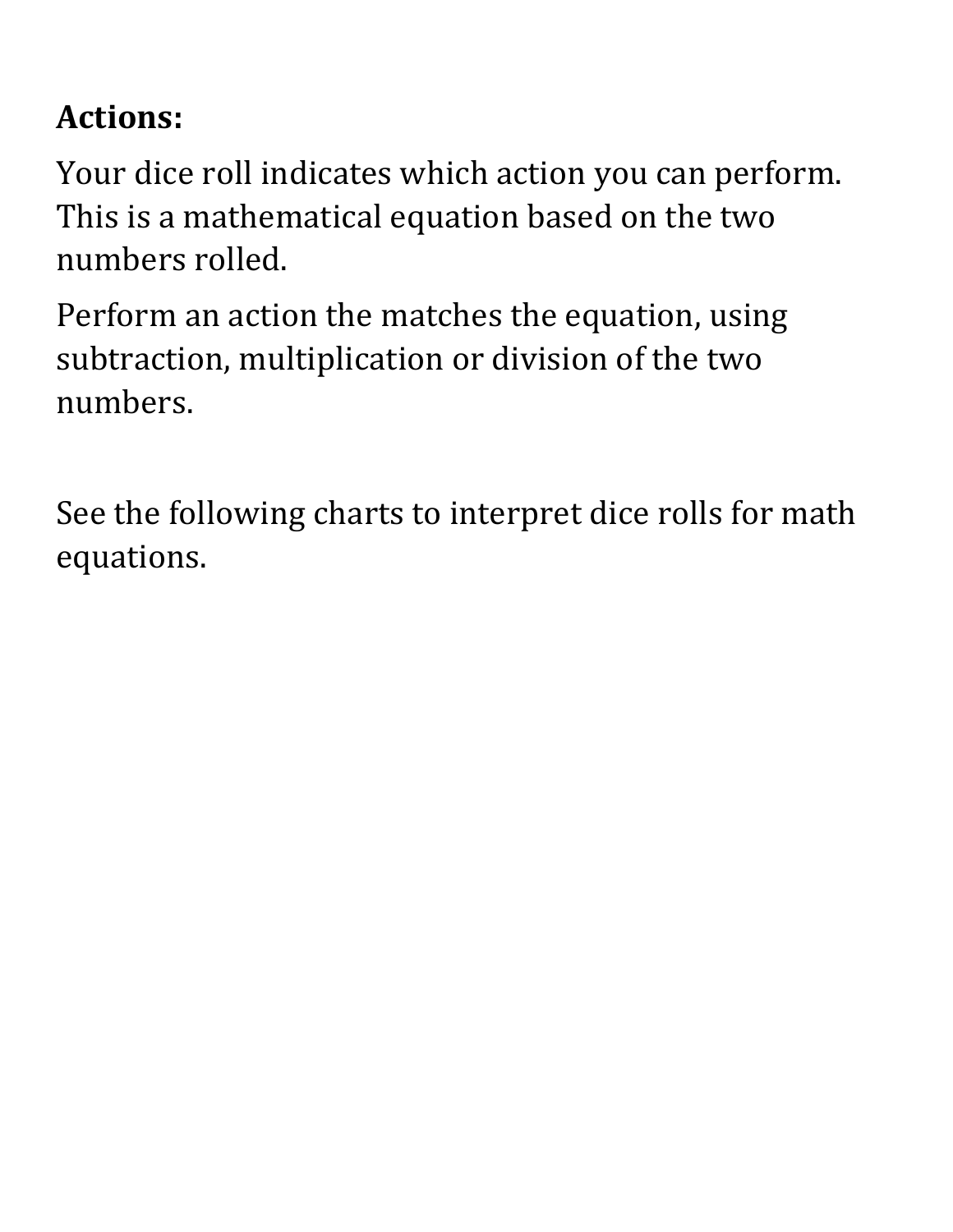**Actions:**

Your dice roll indicates which action you can perform. This is a mathematical equation based on the two numbers rolled.

Perform an action the matches the equation, using subtraction, multiplication or division of the two numbers.

See the following charts to interpret dice rolls for math equations.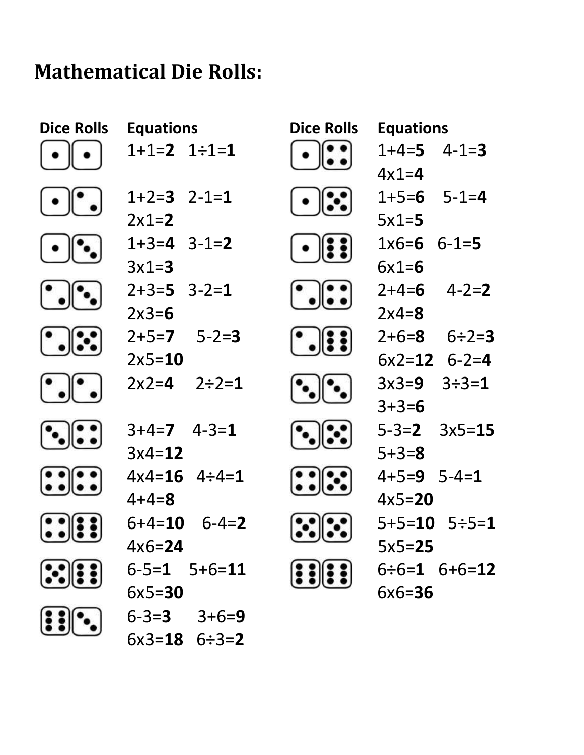# Mathematical Die Rolls:

| Dice Rolls | Equations |
| --- | --- |
| 1, 1 | $1+1=\mathbf{2}$ $1\div1=\mathbf{1}$ |
| 1, 2 | $1+2=\mathbf{3}$ $2-1=\mathbf{1}$ $2\times1=\mathbf{2}$ |
| 1, 3 | $1+3=\mathbf{4}$ $3-1=\mathbf{2}$ $3\times1=\mathbf{3}$ |
| 2, 3 | $2+3=\mathbf{5}$ $3-2=\mathbf{1}$ $2\times3=\mathbf{6}$ |
| 2, 5 | $2+5=\mathbf{7}$ $5-2=\mathbf{3}$ $2\times5=\mathbf{10}$ |
| 2, 2 | $2\times2=\mathbf{4}$ $2\div2=\mathbf{1}$ |
| 3, 4 | $3+4=\mathbf{7}$ $4-3=\mathbf{1}$ $3\times4=\mathbf{12}$ |
| 4, 4 | $4\times4=\mathbf{16}$ $4\div4=\mathbf{1}$ $4+4=\mathbf{8}$ |
| 4, 6 | $6+4=\mathbf{10}$ $6-4=\mathbf{2}$ $4\times6=\mathbf{24}$ |
| 5, 6 | $6-5=\mathbf{1}$ $5+6=\mathbf{11}$ $6\times5=\mathbf{30}$ |
| 6, 3 | $6-3=\mathbf{3}$ $3+6=\mathbf{9}$ $6\times3=\mathbf{18}$ $6\div3=\mathbf{2}$ |
| 1, 4 | $1+4=\mathbf{5}$ $4-1=\mathbf{3}$ $4\times1=\mathbf{4}$ |
| 1, 5 | $1+5=\mathbf{6}$ $5-1=\mathbf{4}$ $5\times1=\mathbf{5}$ |
| 1, 6 | $1\times6=\mathbf{6}$ $6-1=\mathbf{5}$ $6\times1=\mathbf{6}$ |
| 2, 4 | $2+4=\mathbf{6}$ $4-2=\mathbf{2}$ $2\times4=\mathbf{8}$ |
| 2, 6 | $2+6=\mathbf{8}$ $6\div2=\mathbf{3}$ $6\times2=\mathbf{12}$ $6-2=\mathbf{4}$ |
| 3, 3 | $3\times3=\mathbf{9}$ $3\div3=\mathbf{1}$ $3+3=\mathbf{6}$ |
| 3, 5 | $5-3=\mathbf{2}$ $3\times5=\mathbf{15}$ $5+3=\mathbf{8}$ |
| 4, 5 | $4+5=\mathbf{9}$ $5-4=\mathbf{1}$ $4\times5=\mathbf{20}$ |
| 5, 5 | $5+5=\mathbf{10}$ $5\div5=\mathbf{1}$ $5\times5=\mathbf{25}$ |
| 6, 6 | $6\div6=\mathbf{1}$ $6+6=\mathbf{12}$ $6\times6=\mathbf{36}$ |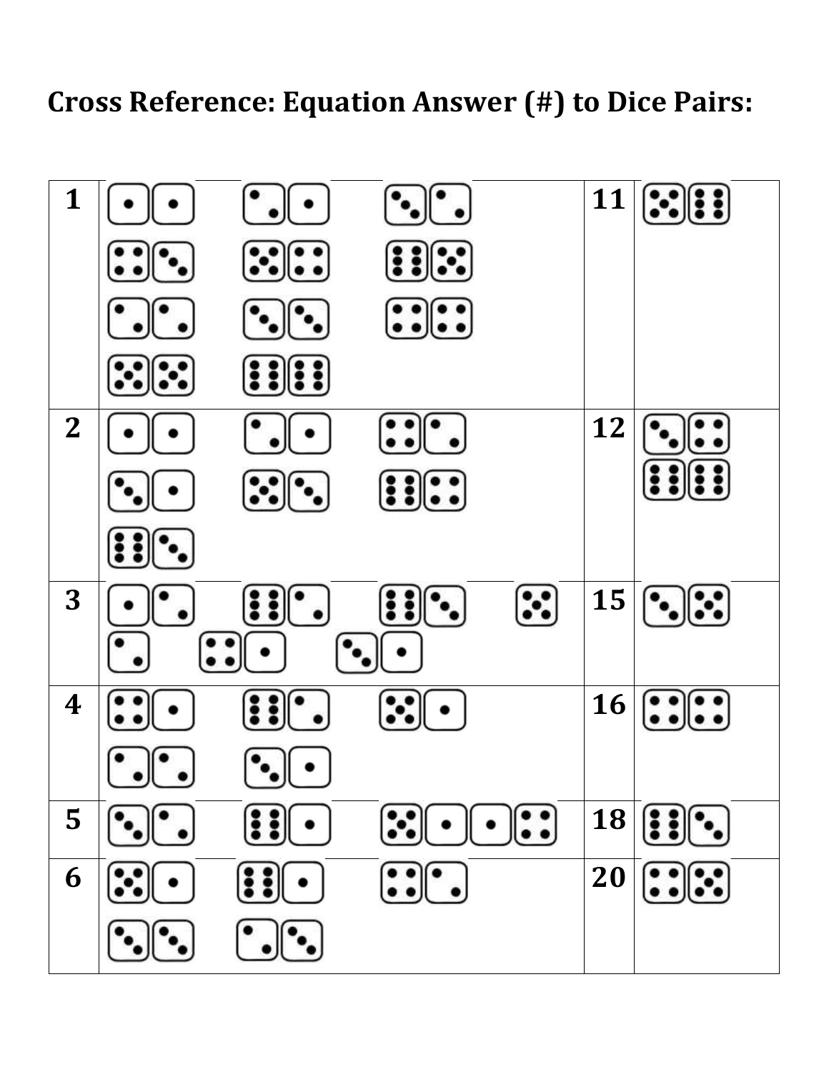# Cross Reference: Equation Answer (#) to Dice Pairs:

| | | | |
|---|---|---|---|
| 1 | ⚀⚀ ⚁⚀ ⚂⚁ ⚃⚂ ⚄⚃ ⚅⚄ ⚁⚁ ⚂⚂ ⚃⚃ ⚄⚄ ⚅⚅ | 11 | ⚄⚅ |
| 2 | ⚀⚀ ⚁⚀ ⚃⚁ ⚂⚀ ⚄⚂ ⚅⚃ ⚅⚂ | 12 | ⚂⚃ ⚅⚅ |
| 3 | ⚀⚁ ⚅⚁ ⚅⚂ ⚄⚁ ⚃⚀ ⚂⚀ | 15 | ⚂⚄ |
| 4 | ⚃⚀ ⚅⚁ ⚄⚀ ⚁⚁ ⚂⚀ | 16 | ⚃⚃ |
| 5 | ⚂⚁ ⚅⚀ ⚄⚀ ⚀⚃ | 18 | ⚅⚂ |
| 6 | ⚄⚀ ⚅⚀ ⚃⚁ ⚂⚂ ⚁⚂ | 20 | ⚃⚄ |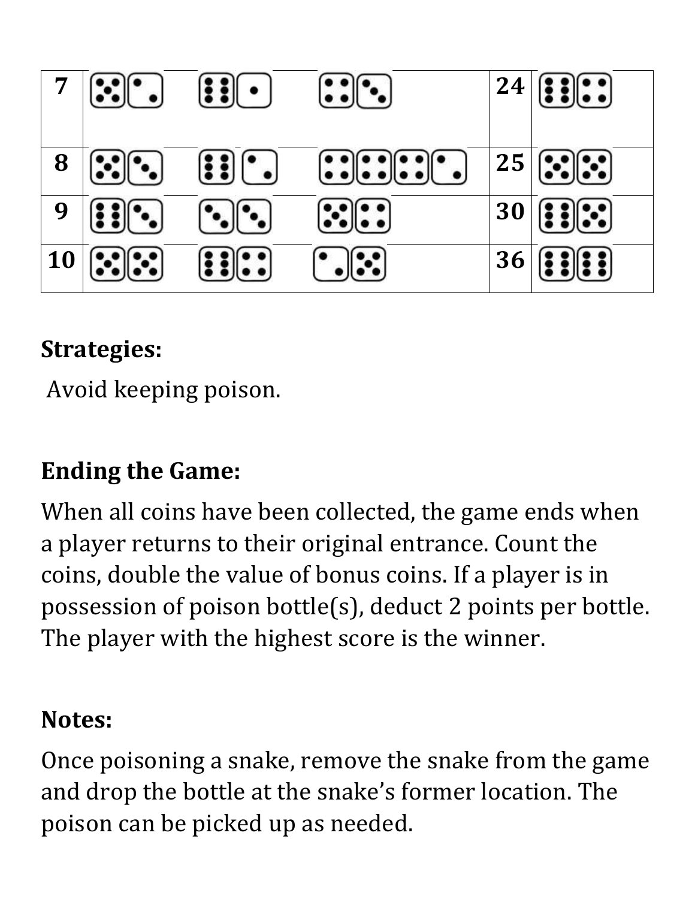| 7 | ⚄⚁ ⚅⚀ ⚃⚂ | 24 | ⚅⚃ |
|---|---|---|---|
| 8 | ⚄⚂ ⚅⚁ ⚃⚃⚃⚁ | 25 | ⚄⚄ |
| 9 | ⚅⚂ ⚂⚂ ⚄⚃ | 30 | ⚅⚄ |
| 10 | ⚄⚄ ⚅⚃ ⚁⚄ | 36 | ⚅⚅ |

**Strategies:**

Avoid keeping poison.

**Ending the Game:**

When all coins have been collected, the game ends when a player returns to their original entrance. Count the coins, double the value of bonus coins. If a player is in possession of poison bottle(s), deduct 2 points per bottle. The player with the highest score is the winner.

**Notes:**

Once poisoning a snake, remove the snake from the game and drop the bottle at the snake's former location. The poison can be picked up as needed.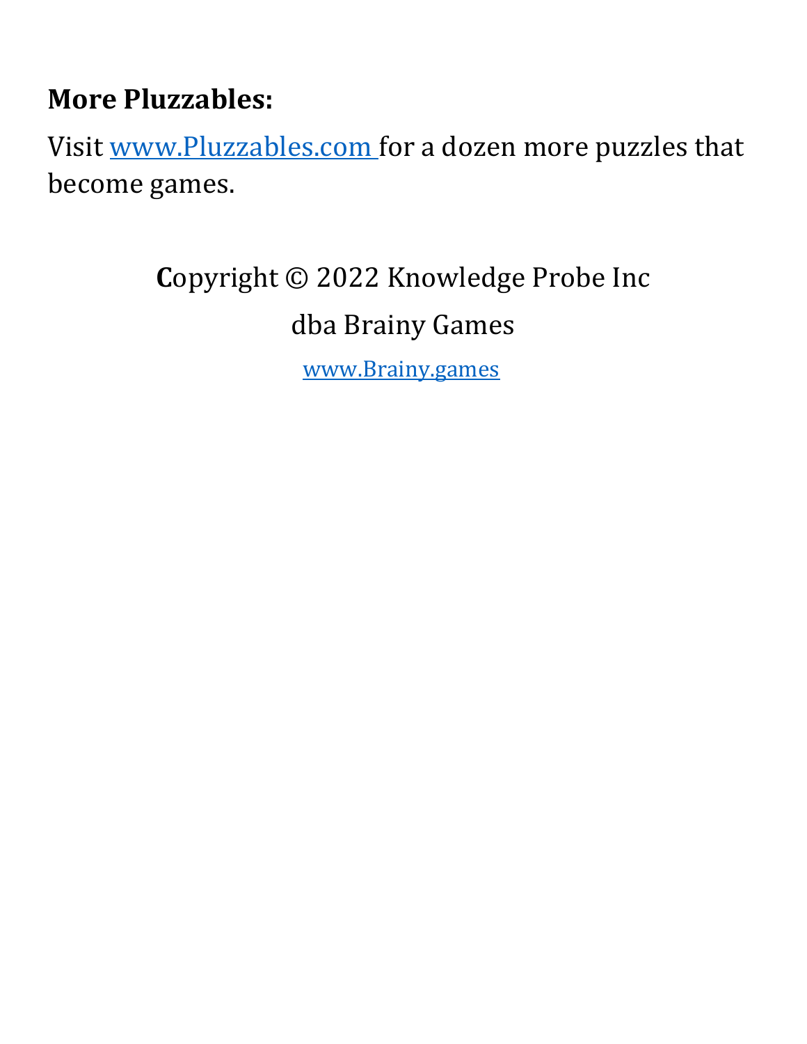**More Pluzzables:**

Visit [www.Pluzzables.com](http://www.Pluzzables.com) for a dozen more puzzles that become games.

**C**opyright © 2022 Knowledge Probe Inc

dba Brainy Games

[www.Brainy.games](http://www.Brainy.games)